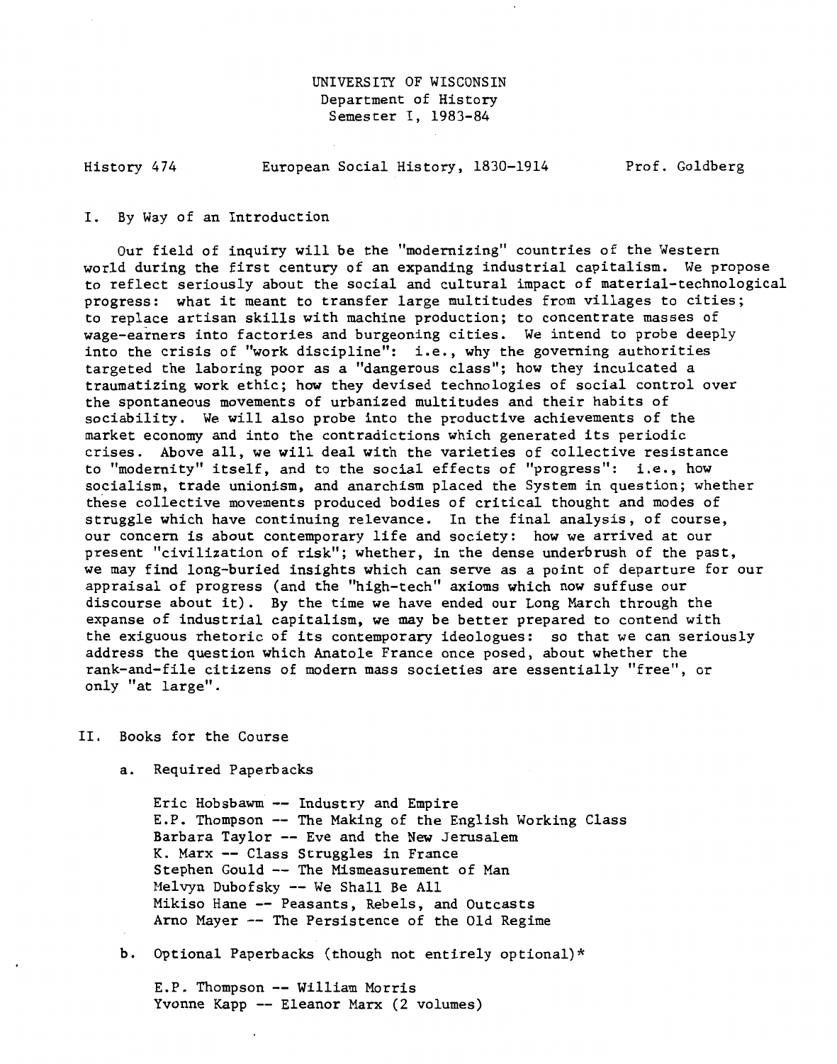UNIVERSITY OF WISCONSIN
Department of History
Semester I, 1983-84

History 474 — European Social History, 1830-1914 — Prof. Goldberg

## I. By Way of an Introduction

Our field of inquiry will be the "modernizing" countries of the Western world during the first century of an expanding industrial capitalism. We propose to reflect seriously about the social and cultural impact of material-technological progress: what it meant to transfer large multitudes from villages to cities; to replace artisan skills with machine production; to concentrate masses of wage-earners into factories and burgeoning cities. We intend to probe deeply into the crisis of "work discipline": i.e., why the governing authorities targeted the laboring poor as a "dangerous class"; how they inculcated a traumatizing work ethic; how they devised technologies of social control over the spontaneous movements of urbanized multitudes and their habits of sociability. We will also probe into the productive achievements of the market economy and into the contradictions which generated its periodic crises. Above all, we will deal with the varieties of collective resistance to "modernity" itself, and to the social effects of "progress": i.e., how socialism, trade unionism, and anarchism placed the System in question; whether these collective movements produced bodies of critical thought and modes of struggle which have continuing relevance. In the final analysis, of course, our concern is about contemporary life and society: how we arrived at our present "civilization of risk"; whether, in the dense underbrush of the past, we may find long-buried insights which can serve as a point of departure for our appraisal of progress (and the "high-tech" axioms which now suffuse our discourse about it). By the time we have ended our Long March through the expanse of industrial capitalism, we may be better prepared to contend with the exiguous rhetoric of its contemporary ideologues: so that we can seriously address the question which Anatole France once posed, about whether the rank-and-file citizens of modern mass societies are essentially "free", or only "at large".

## II. Books for the Course

a. Required Paperbacks

Eric Hobsbawm -- Industry and Empire
E.P. Thompson -- The Making of the English Working Class
Barbara Taylor -- Eve and the New Jerusalem
K. Marx -- Class Struggles in France
Stephen Gould -- The Mismeasurement of Man
Melvyn Dubofsky -- We Shall Be All
Mikiso Hane -- Peasants, Rebels, and Outcasts
Arno Mayer -- The Persistence of the Old Regime

b. Optional Paperbacks (though not entirely optional)*

E.P. Thompson -- William Morris
Yvonne Kapp -- Eleanor Marx (2 volumes)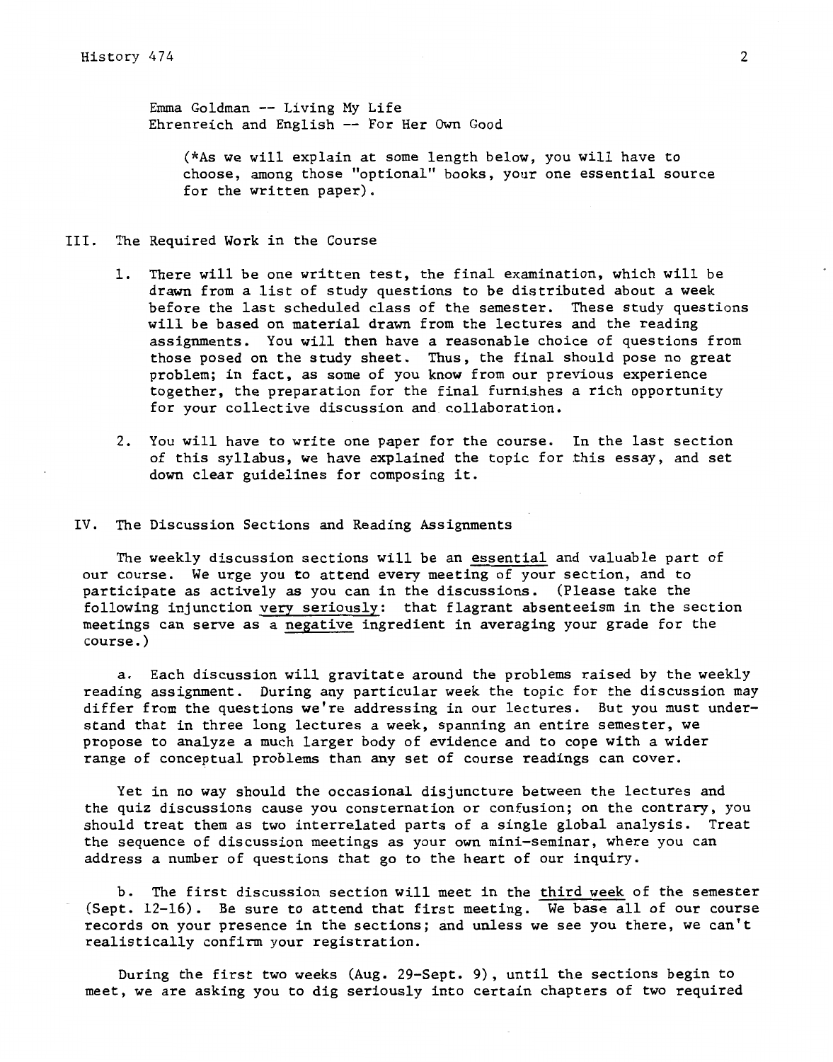Emma Goldman -- Living My Life
Ehrenreich and English -- For Her Own Good

(*As we will explain at some length below, you will have to choose, among those "optional" books, your one essential source for the written paper).

## III. The Required Work in the Course

1. There will be one written test, the final examination, which will be drawn from a list of study questions to be distributed about a week before the last scheduled class of the semester. These study questions will be based on material drawn from the lectures and the reading assignments. You will then have a reasonable choice of questions from those posed on the study sheet. Thus, the final should pose no great problem; in fact, as some of you know from our previous experience together, the preparation for the final furnishes a rich opportunity for your collective discussion and collaboration.

2. You will have to write one paper for the course. In the last section of this syllabus, we have explained the topic for this essay, and set down clear guidelines for composing it.

## IV. The Discussion Sections and Reading Assignments

The weekly discussion sections will be an <u>essential</u> and valuable part of our course. We urge you to attend every meeting of your section, and to participate as actively as you can in the discussions. (Please take the following injunction <u>very seriously</u>: that flagrant absenteeism in the section meetings can serve as a <u>negative</u> ingredient in averaging your grade for the course.)

a. Each discussion will gravitate around the problems raised by the weekly reading assignment. During any particular week the topic for the discussion may differ from the questions we're addressing in our lectures. But you must understand that in three long lectures a week, spanning an entire semester, we propose to analyze a much larger body of evidence and to cope with a wider range of conceptual problems than any set of course readings can cover.

Yet in no way should the occasional disjuncture between the lectures and the quiz discussions cause you consternation or confusion; on the contrary, you should treat them as two interrelated parts of a single global analysis. Treat the sequence of discussion meetings as your own mini-seminar, where you can address a number of questions that go to the heart of our inquiry.

b. The first discussion section will meet in the <u>third week</u> of the semester (Sept. 12-16). Be sure to attend that first meeting. We base all of our course records on your presence in the sections; and unless we see you there, we can't realistically confirm your registration.

During the first two weeks (Aug. 29-Sept. 9), until the sections begin to meet, we are asking you to dig seriously into certain chapters of two required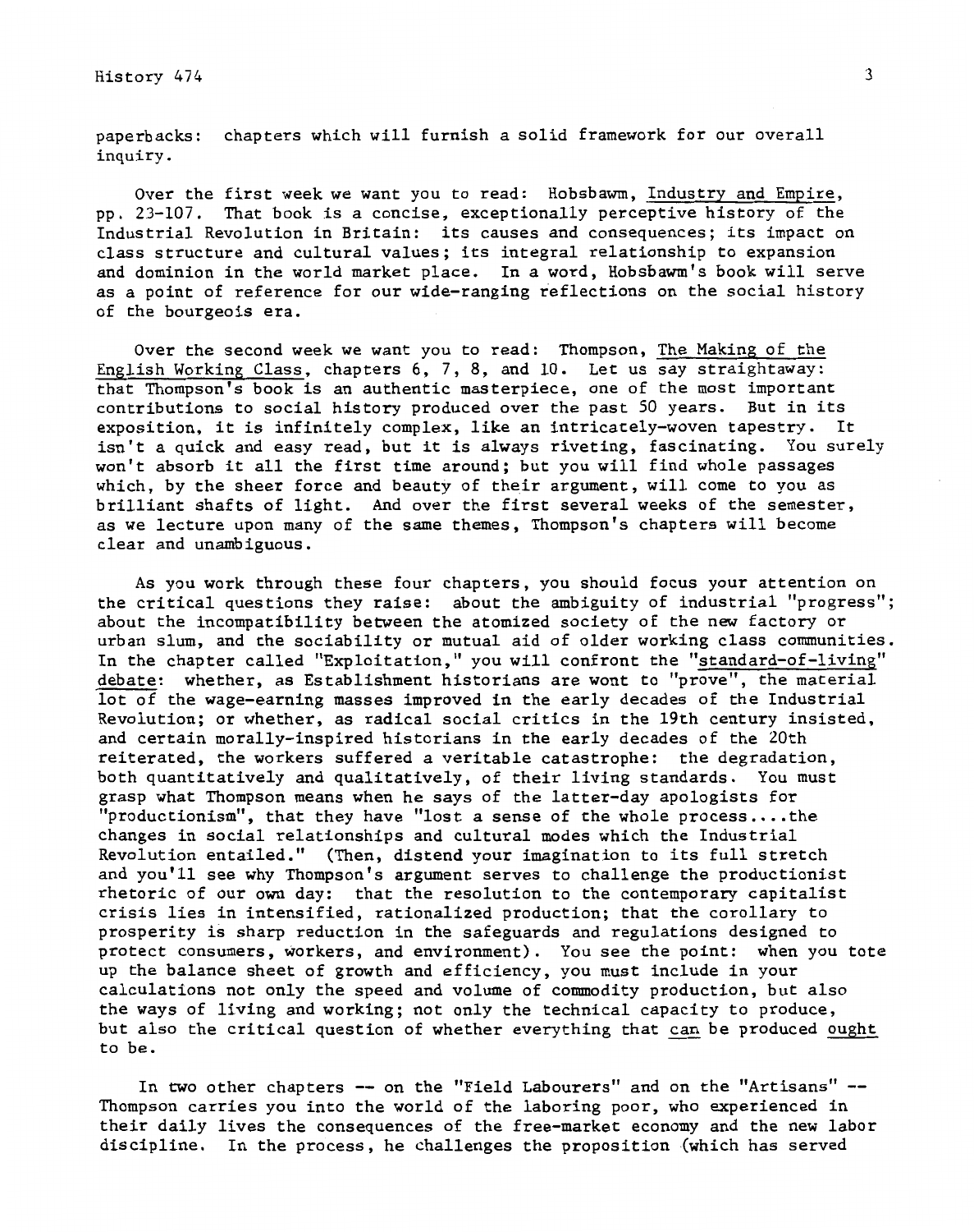paperbacks: chapters which will furnish a solid framework for our overall inquiry.

Over the first week we want you to read: Hobsbawm, Industry and Empire, pp. 23-107. That book is a concise, exceptionally perceptive history of the Industrial Revolution in Britain: its causes and consequences; its impact on class structure and cultural values; its integral relationship to expansion and dominion in the world market place. In a word, Hobsbawm's book will serve as a point of reference for our wide-ranging reflections on the social history of the bourgeois era.

Over the second week we want you to read: Thompson, The Making of the English Working Class, chapters 6, 7, 8, and 10. Let us say straightaway: that Thompson's book is an authentic masterpiece, one of the most important contributions to social history produced over the past 50 years. But in its exposition, it is infinitely complex, like an intricately-woven tapestry. It isn't a quick and easy read, but it is always riveting, fascinating. You surely won't absorb it all the first time around; but you will find whole passages which, by the sheer force and beauty of their argument, will come to you as brilliant shafts of light. And over the first several weeks of the semester, as we lecture upon many of the same themes, Thompson's chapters will become clear and unambiguous.

As you work through these four chapters, you should focus your attention on the critical questions they raise: about the ambiguity of industrial "progress"; about the incompatibility between the atomized society of the new factory or urban slum, and the sociability or mutual aid of older working class communities. In the chapter called "Exploitation," you will confront the "standard-of-living" debate: whether, as Establishment historians are wont to "prove", the material lot of the wage-earning masses improved in the early decades of the Industrial Revolution; or whether, as radical social critics in the 19th century insisted, and certain morally-inspired historians in the early decades of the 20th reiterated, the workers suffered a veritable catastrophe: the degradation, both quantitatively and qualitatively, of their living standards. You must grasp what Thompson means when he says of the latter-day apologists for "productionism", that they have "lost a sense of the whole process....the changes in social relationships and cultural modes which the Industrial Revolution entailed." (Then, distend your imagination to its full stretch and you'll see why Thompson's argument serves to challenge the productionist rhetoric of our own day: that the resolution to the contemporary capitalist crisis lies in intensified, rationalized production; that the corollary to prosperity is sharp reduction in the safeguards and regulations designed to protect consumers, workers, and environment). You see the point: when you tote up the balance sheet of growth and efficiency, you must include in your calculations not only the speed and volume of commodity production, but also the ways of living and working; not only the technical capacity to produce, but also the critical question of whether everything that can be produced ought to be.

In two other chapters -- on the "Field Labourers" and on the "Artisans" -- Thompson carries you into the world of the laboring poor, who experienced in their daily lives the consequences of the free-market economy and the new labor discipline. In the process, he challenges the proposition (which has served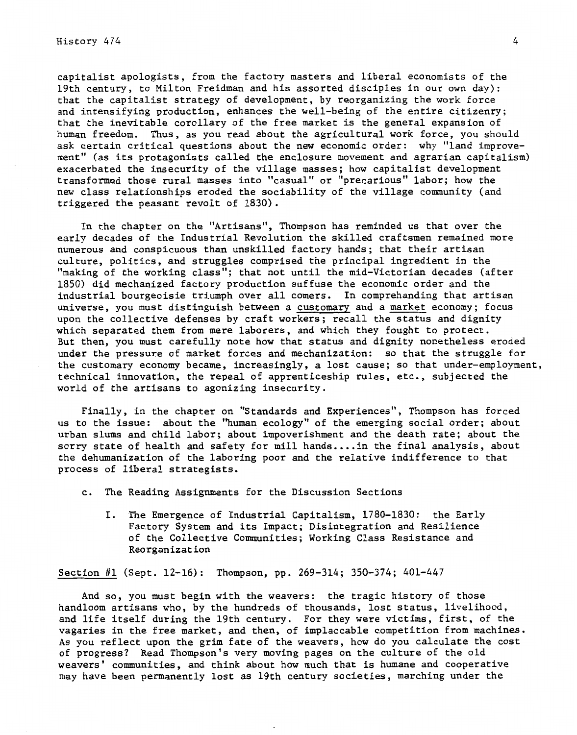capitalist apologists, from the factory masters and liberal economists of the 19th century, to Milton Freidman and his assorted disciples in our own day): that the capitalist strategy of development, by reorganizing the work force and intensifying production, enhances the well-being of the entire citizenry; that the inevitable corollary of the free market is the general expansion of human freedom. Thus, as you read about the agricultural work force, you should ask certain critical questions about the new economic order: why "land improvement" (as its protagonists called the enclosure movement and agrarian capitalism) exacerbated the insecurity of the village masses; how capitalist development transformed those rural masses into "casual" or "precarious" labor; how the new class relationships eroded the sociability of the village community (and triggered the peasant revolt of 1830).

In the chapter on the "Artisans", Thompson has reminded us that over the early decades of the Industrial Revolution the skilled craftsmen remained more numerous and conspicuous than unskilled factory hands; that their artisan culture, politics, and struggles comprised the principal ingredient in the "making of the working class"; that not until the mid-Victorian decades (after 1850) did mechanized factory production suffuse the economic order and the industrial bourgeoisie triumph over all comers. In comprehanding that artisan universe, you must distinguish between a <u>customary</u> and a <u>market</u> economy; focus upon the collective defenses by craft workers; recall the status and dignity which separated them from mere laborers, and which they fought to protect. But then, you must carefully note how that status and dignity nonetheless eroded under the pressure of market forces and mechanization: so that the struggle for the customary economy became, increasingly, a lost cause; so that under-employment, technical innovation, the repeal of apprenticeship rules, etc., subjected the world of the artisans to agonizing insecurity.

Finally, in the chapter on "Standards and Experiences", Thompson has forced us to the issue: about the "human ecology" of the emerging social order; about urban slums and child labor; about impoverishment and the death rate; about the sorry state of health and safety for mill hands....in the final analysis, about the dehumanization of the laboring poor and the relative indifference to that process of liberal strategists.

c. The Reading Assignments for the Discussion Sections

I. The Emergence of Industrial Capitalism, 1780-1830: the Early Factory System and its Impact; Disintegration and Resilience of the Collective Communities; Working Class Resistance and Reorganization

<u>Section #1</u> (Sept. 12-16): Thompson, pp. 269-314; 350-374; 401-447

And so, you must begin with the weavers: the tragic history of those handloom artisans who, by the hundreds of thousands, lost status, livelihood, and life itself during the 19th century. For they were victims, first, of the vagaries in the free market, and then, of implaccable competition from machines. As you reflect upon the grim fate of the weavers, how do you calculate the cost of progress? Read Thompson's very moving pages on the culture of the old weavers' communities, and think about how much that is humane and cooperative may have been permanently lost as 19th century societies, marching under the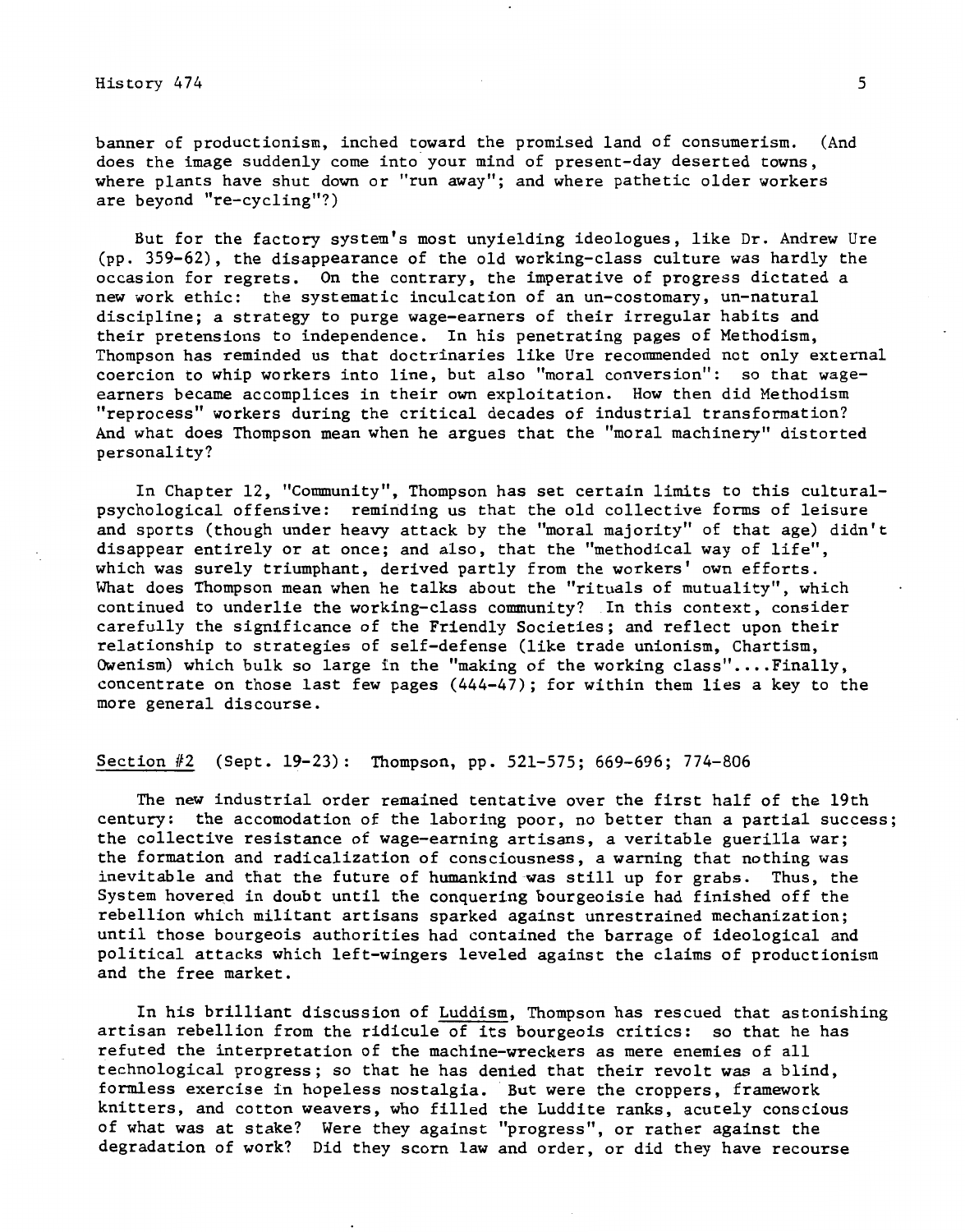banner of productionism, inched toward the promised land of consumerism. (And does the image suddenly come into your mind of present-day deserted towns, where plants have shut down or "run away"; and where pathetic older workers are beyond "re-cycling"?)

But for the factory system's most unyielding ideologues, like Dr. Andrew Ure (pp. 359-62), the disappearance of the old working-class culture was hardly the occasion for regrets. On the contrary, the imperative of progress dictated a new work ethic: the systematic inculcation of an un-costomary, un-natural discipline; a strategy to purge wage-earners of their irregular habits and their pretensions to independence. In his penetrating pages of Methodism, Thompson has reminded us that doctrinaries like Ure recommended not only external coercion to whip workers into line, but also "moral conversion": so that wage-earners became accomplices in their own exploitation. How then did Methodism "reprocess" workers during the critical decades of industrial transformation? And what does Thompson mean when he argues that the "moral machinery" distorted personality?

In Chapter 12, "Community", Thompson has set certain limits to this cultural-psychological offensive: reminding us that the old collective forms of leisure and sports (though under heavy attack by the "moral majority" of that age) didn't disappear entirely or at once; and also, that the "methodical way of life", which was surely triumphant, derived partly from the workers' own efforts. What does Thompson mean when he talks about the "rituals of mutuality", which continued to underlie the working-class community? In this context, consider carefully the significance of the Friendly Societies; and reflect upon their relationship to strategies of self-defense (like trade unionism, Chartism, Owenism) which bulk so large in the "making of the working class"....Finally, concentrate on those last few pages (444-47); for within them lies a key to the more general discourse.

<u>Section #2</u> (Sept. 19-23): Thompson, pp. 521-575; 669-696; 774-806

The new industrial order remained tentative over the first half of the 19th century: the accomodation of the laboring poor, no better than a partial success; the collective resistance of wage-earning artisans, a veritable guerilla war; the formation and radicalization of consciousness, a warning that nothing was inevitable and that the future of humankind was still up for grabs. Thus, the System hovered in doubt until the conquering bourgeoisie had finished off the rebellion which militant artisans sparked against unrestrained mechanization; until those bourgeois authorities had contained the barrage of ideological and political attacks which left-wingers leveled against the claims of productionism and the free market.

In his brilliant discussion of <u>Luddism</u>, Thompson has rescued that astonishing artisan rebellion from the ridicule of its bourgeois critics: so that he has refuted the interpretation of the machine-wreckers as mere enemies of all technological progress; so that he has denied that their revolt was a blind, formless exercise in hopeless nostalgia. But were the croppers, framework knitters, and cotton weavers, who filled the Luddite ranks, acutely conscious of what was at stake? Were they against "progress", or rather against the degradation of work? Did they scorn law and order, or did they have recourse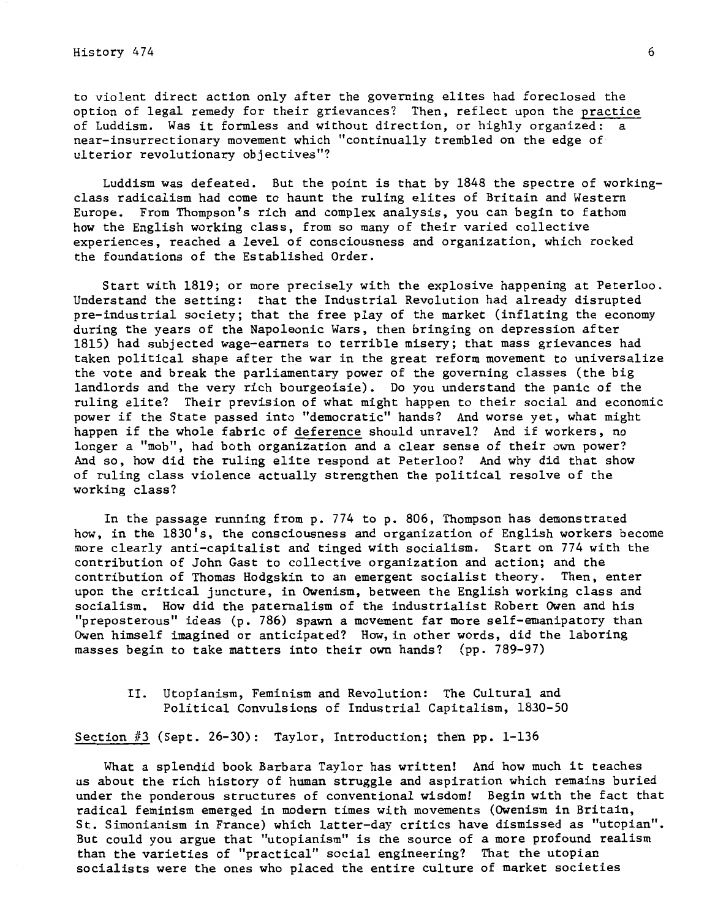to violent direct action only after the governing elites had foreclosed the option of legal remedy for their grievances? Then, reflect upon the _practice_ of Luddism. Was it formless and without direction, or highly organized: a near-insurrectionary movement which "continually trembled on the edge of ulterior revolutionary objectives"?

Luddism was defeated. But the point is that by 1848 the spectre of working-class radicalism had come to haunt the ruling elites of Britain and Western Europe. From Thompson's rich and complex analysis, you can begin to fathom how the English working class, from so many of their varied collective experiences, reached a level of consciousness and organization, which rocked the foundations of the Established Order.

Start with 1819; or more precisely with the explosive happening at Peterloo. Understand the setting: that the Industrial Revolution had already disrupted pre-industrial society; that the free play of the market (inflating the economy during the years of the Napoleonic Wars, then bringing on depression after 1815) had subjected wage-earners to terrible misery; that mass grievances had taken political shape after the war in the great reform movement to universalize the vote and break the parliamentary power of the governing classes (the big landlords and the very rich bourgeoisie). Do you understand the panic of the ruling elite? Their prevision of what might happen to their social and economic power if the State passed into "democratic" hands? And worse yet, what might happen if the whole fabric of _deference_ should unravel? And if workers, no longer a "mob", had both organization and a clear sense of their own power? And so, how did the ruling elite respond at Peterloo? And why did that show of ruling class violence actually strengthen the political resolve of the working class?

In the passage running from p. 774 to p. 806, Thompson has demonstrated how, in the 1830's, the consciousness and organization of English workers become more clearly anti-capitalist and tinged with socialism. Start on 774 with the contribution of John Gast to collective organization and action; and the contribution of Thomas Hodgskin to an emergent socialist theory. Then, enter upon the critical juncture, in Owenism, between the English working class and socialism. How did the paternalism of the industrialist Robert Owen and his "preposterous" ideas (p. 786) spawn a movement far more self-emanipatory than Owen himself imagined or anticipated? How, in other words, did the laboring masses begin to take matters into their own hands? (pp. 789-97)

## II. Utopianism, Feminism and Revolution: The Cultural and Political Convulsions of Industrial Capitalism, 1830-50

_Section #3_ (Sept. 26-30): Taylor, Introduction; then pp. 1-136

What a splendid book Barbara Taylor has written! And how much it teaches us about the rich history of human struggle and aspiration which remains buried under the ponderous structures of conventional wisdom! Begin with the fact that radical feminism emerged in modern times with movements (Owenism in Britain, St. Simonianism in France) which latter-day critics have dismissed as "utopian". But could you argue that "utopianism" is the source of a more profound realism than the varieties of "practical" social engineering? That the utopian socialists were the ones who placed the entire culture of market societies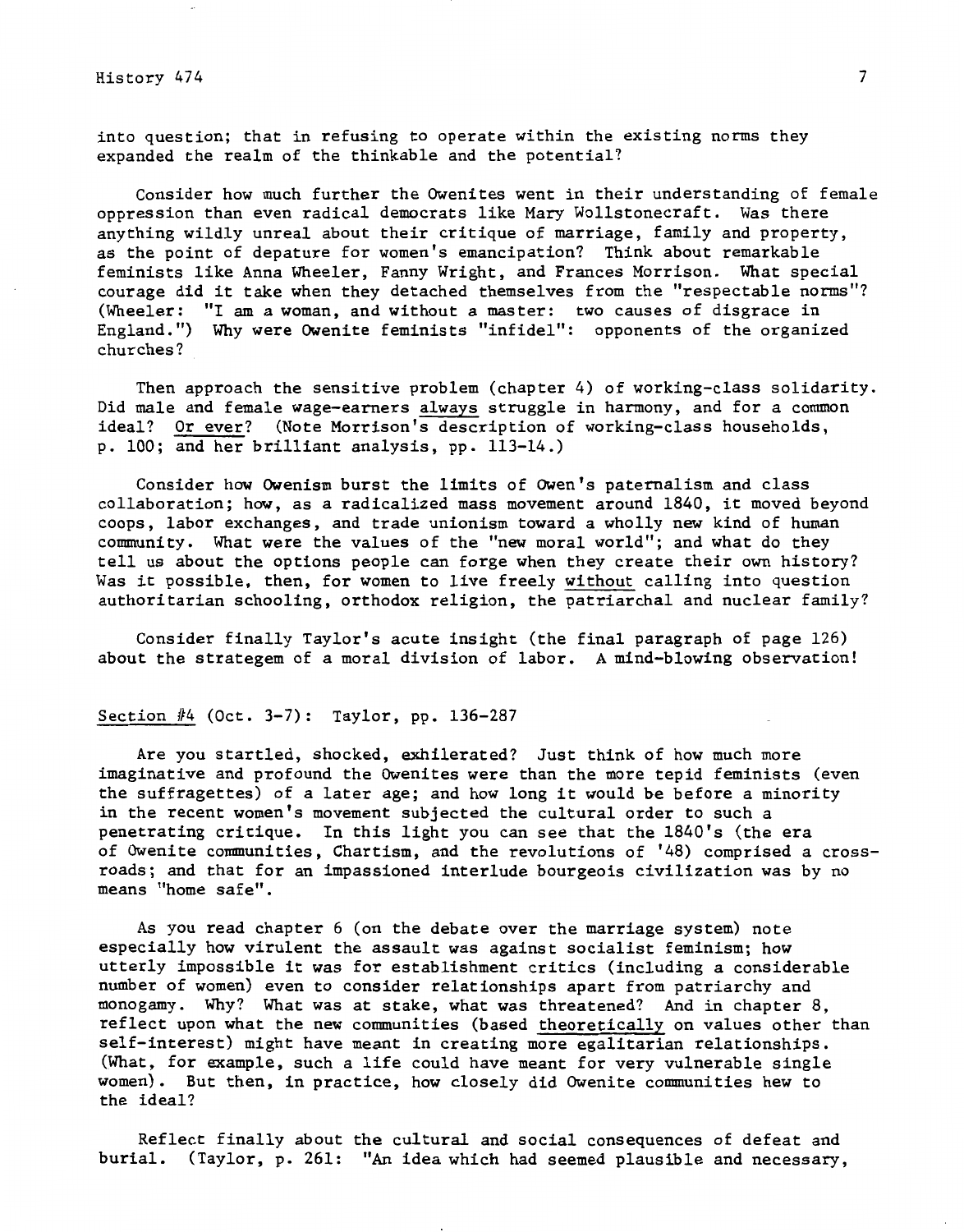into question; that in refusing to operate within the existing norms they expanded the realm of the thinkable and the potential?

Consider how much further the Owenites went in their understanding of female oppression than even radical democrats like Mary Wollstonecraft. Was there anything wildly unreal about their critique of marriage, family and property, as the point of depature for women's emancipation? Think about remarkable feminists like Anna Wheeler, Fanny Wright, and Frances Morrison. What special courage did it take when they detached themselves from the "respectable norms"? (Wheeler: "I am a woman, and without a master: two causes of disgrace in England.") Why were Owenite feminists "infidel": opponents of the organized churches?

Then approach the sensitive problem (chapter 4) of working-class solidarity. Did male and female wage-earners <u>always</u> struggle in harmony, and for a common ideal? <u>Or ever</u>? (Note Morrison's description of working-class households, p. 100; and her brilliant analysis, pp. 113-14.)

Consider how Owenism burst the limits of Owen's paternalism and class collaboration; how, as a radicalized mass movement around 1840, it moved beyond coops, labor exchanges, and trade unionism toward a wholly new kind of human community. What were the values of the "new moral world"; and what do they tell us about the options people can forge when they create their own history? Was it possible, then, for women to live freely <u>without</u> calling into question authoritarian schooling, orthodox religion, the patriarchal and nuclear family?

Consider finally Taylor's acute insight (the final paragraph of page 126) about the strategem of a moral division of labor. A mind-blowing observation!

<u>Section #4</u> (Oct. 3-7): Taylor, pp. 136-287

Are you startled, shocked, exhilerated? Just think of how much more imaginative and profound the Owenites were than the more tepid feminists (even the suffragettes) of a later age; and how long it would be before a minority in the recent women's movement subjected the cultural order to such a penetrating critique. In this light you can see that the 1840's (the era of Owenite communities, Chartism, and the revolutions of '48) comprised a cross-roads; and that for an impassioned interlude bourgeois civilization was by no means "home safe".

As you read chapter 6 (on the debate over the marriage system) note especially how virulent the assault was against socialist feminism; how utterly impossible it was for establishment critics (including a considerable number of women) even to consider relationships apart from patriarchy and monogamy. Why? What was at stake, what was threatened? And in chapter 8, reflect upon what the new communities (based <u>theoretically</u> on values other than self-interest) might have meant in creating more egalitarian relationships. (What, for example, such a life could have meant for very vulnerable single women). But then, in practice, how closely did Owenite communities hew to the ideal?

Reflect finally about the cultural and social consequences of defeat and burial. (Taylor, p. 261: "An idea which had seemed plausible and necessary,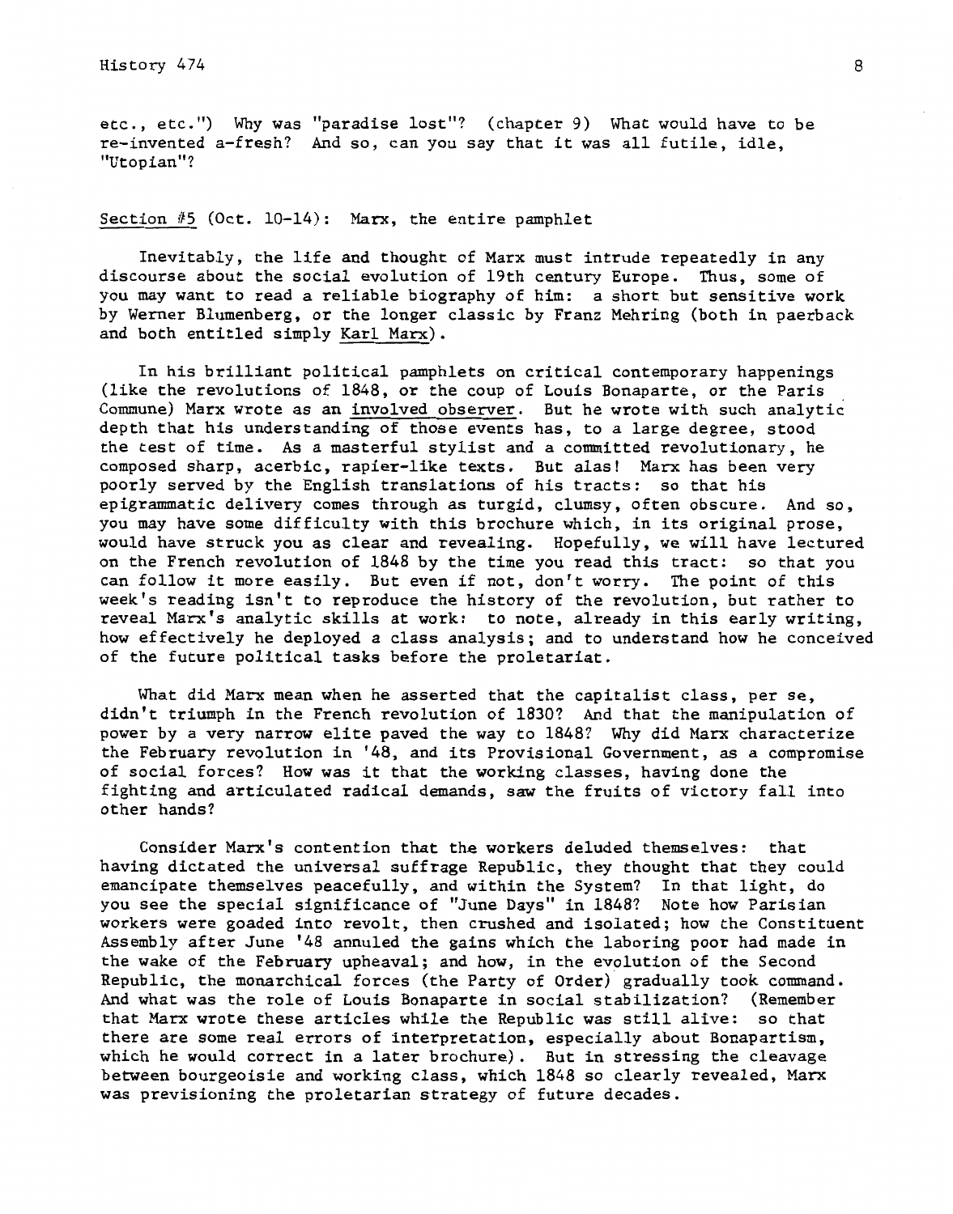etc., etc.") Why was "paradise lost"? (chapter 9) What would have to be re-invented a-fresh? And so, can you say that it was all futile, idle, "Utopian"?

<u>Section #5</u> (Oct. 10-14): Marx, the entire pamphlet

Inevitably, the life and thought of Marx must intrude repeatedly in any discourse about the social evolution of 19th century Europe. Thus, some of you may want to read a reliable biography of him: a short but sensitive work by Werner Blumenberg, or the longer classic by Franz Mehring (both in paerback and both entitled simply <u>Karl Marx</u>).

In his brilliant political pamphlets on critical contemporary happenings (like the revolutions of 1848, or the coup of Louis Bonaparte, or the Paris Commune) Marx wrote as an <u>involved observer</u>. But he wrote with such analytic depth that his understanding of those events has, to a large degree, stood the test of time. As a masterful stylist and a committed revolutionary, he composed sharp, acerbic, rapier-like texts. But alas! Marx has been very poorly served by the English translations of his tracts: so that his epigrammatic delivery comes through as turgid, clumsy, often obscure. And so, you may have some difficulty with this brochure which, in its original prose, would have struck you as clear and revealing. Hopefully, we will have lectured on the French revolution of 1848 by the time you read this tract: so that you can follow it more easily. But even if not, don't worry. The point of this week's reading isn't to reproduce the history of the revolution, but rather to reveal Marx's analytic skills at work: to note, already in this early writing, how effectively he deployed a class analysis; and to understand how he conceived of the future political tasks before the proletariat.

What did Marx mean when he asserted that the capitalist class, per se, didn't triumph in the French revolution of 1830? And that the manipulation of power by a very narrow elite paved the way to 1848? Why did Marx characterize the February revolution in '48, and its Provisional Government, as a compromise of social forces? How was it that the working classes, having done the fighting and articulated radical demands, saw the fruits of victory fall into other hands?

Consider Marx's contention that the workers deluded themselves: that having dictated the universal suffrage Republic, they thought that they could emancipate themselves peacefully, and within the System? In that light, do you see the special significance of "June Days" in 1848? Note how Parisian workers were goaded into revolt, then crushed and isolated; how the Constituent Assembly after June '48 annuled the gains which the laboring poor had made in the wake of the February upheaval; and how, in the evolution of the Second Republic, the monarchical forces (the Party of Order) gradually took command. And what was the role of Louis Bonaparte in social stabilization? (Remember that Marx wrote these articles while the Republic was still alive: so that there are some real errors of interpretation, especially about Bonapartism, which he would correct in a later brochure). But in stressing the cleavage between bourgeoisie and working class, which 1848 so clearly revealed, Marx was previsioning the proletarian strategy of future decades.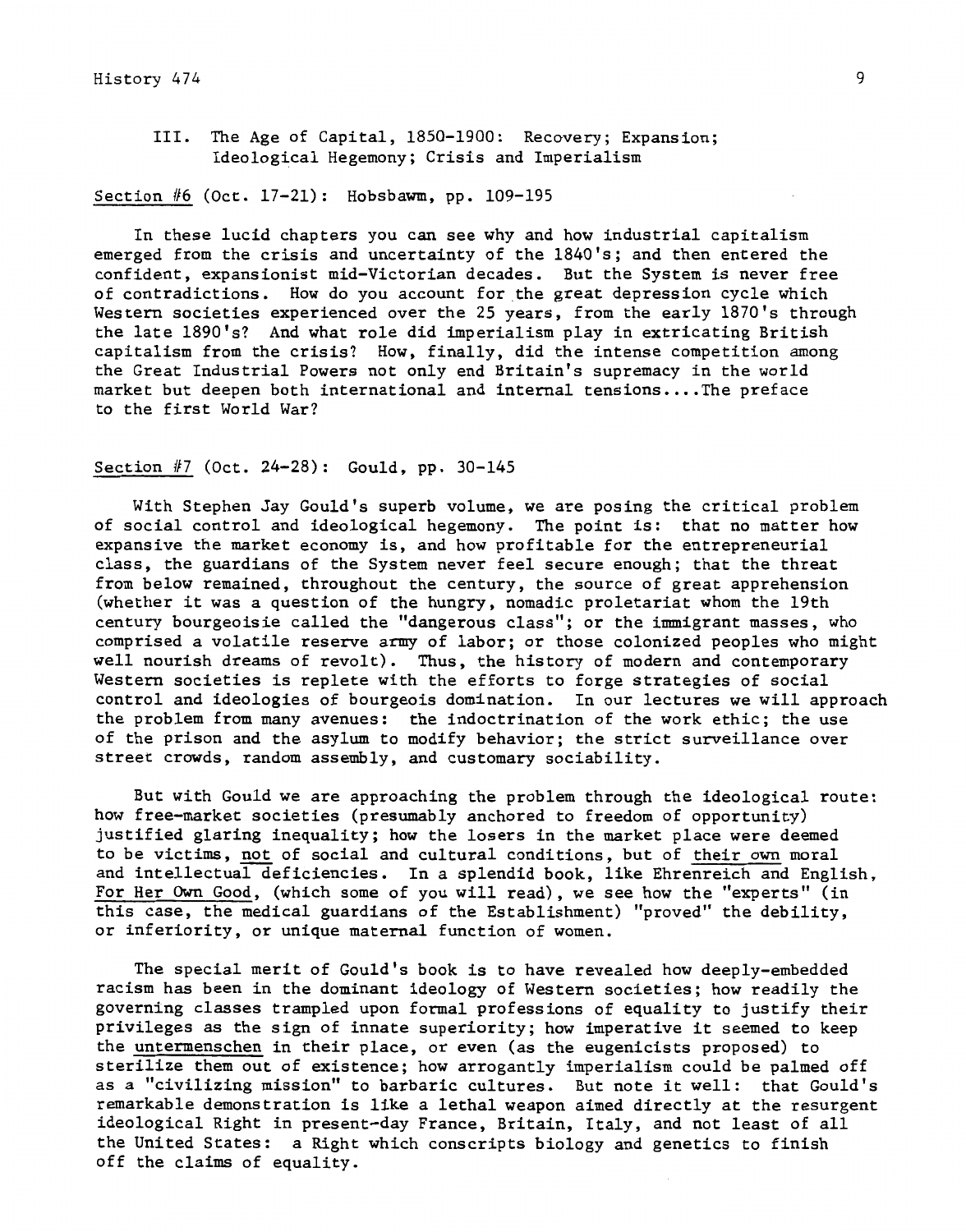## III. The Age of Capital, 1850-1900: Recovery; Expansion; Ideological Hegemony; Crisis and Imperialism

Section #6 (Oct. 17-21): Hobsbawm, pp. 109-195

In these lucid chapters you can see why and how industrial capitalism emerged from the crisis and uncertainty of the 1840's; and then entered the confident, expansionist mid-Victorian decades. But the System is never free of contradictions. How do you account for the great depression cycle which Western societies experienced over the 25 years, from the early 1870's through the late 1890's? And what role did imperialism play in extricating British capitalism from the crisis? How, finally, did the intense competition among the Great Industrial Powers not only end Britain's supremacy in the world market but deepen both international and internal tensions....The preface to the first World War?

Section #7 (Oct. 24-28): Gould, pp. 30-145

With Stephen Jay Gould's superb volume, we are posing the critical problem of social control and ideological hegemony. The point is: that no matter how expansive the market economy is, and how profitable for the entrepreneurial class, the guardians of the System never feel secure enough; that the threat from below remained, throughout the century, the source of great apprehension (whether it was a question of the hungry, nomadic proletariat whom the 19th century bourgeoisie called the "dangerous class"; or the immigrant masses, who comprised a volatile reserve army of labor; or those colonized peoples who might well nourish dreams of revolt). Thus, the history of modern and contemporary Western societies is replete with the efforts to forge strategies of social control and ideologies of bourgeois domination. In our lectures we will approach the problem from many avenues: the indoctrination of the work ethic; the use of the prison and the asylum to modify behavior; the strict surveillance over street crowds, random assembly, and customary sociability.

But with Gould we are approaching the problem through the ideological route: how free-market societies (presumably anchored to freedom of opportunity) justified glaring inequality; how the losers in the market place were deemed to be victims, not of social and cultural conditions, but of their own moral and intellectual deficiencies. In a splendid book, like Ehrenreich and English, For Her Own Good, (which some of you will read), we see how the "experts" (in this case, the medical guardians of the Establishment) "proved" the debility, or inferiority, or unique maternal function of women.

The special merit of Gould's book is to have revealed how deeply-embedded racism has been in the dominant ideology of Western societies; how readily the governing classes trampled upon formal professions of equality to justify their privileges as the sign of innate superiority; how imperative it seemed to keep the untermenschen in their place, or even (as the eugenicists proposed) to sterilize them out of existence; how arrogantly imperialism could be palmed off as a "civilizing mission" to barbaric cultures. But note it well: that Gould's remarkable demonstration is like a lethal weapon aimed directly at the resurgent ideological Right in present-day France, Britain, Italy, and not least of all the United States: a Right which conscripts biology and genetics to finish off the claims of equality.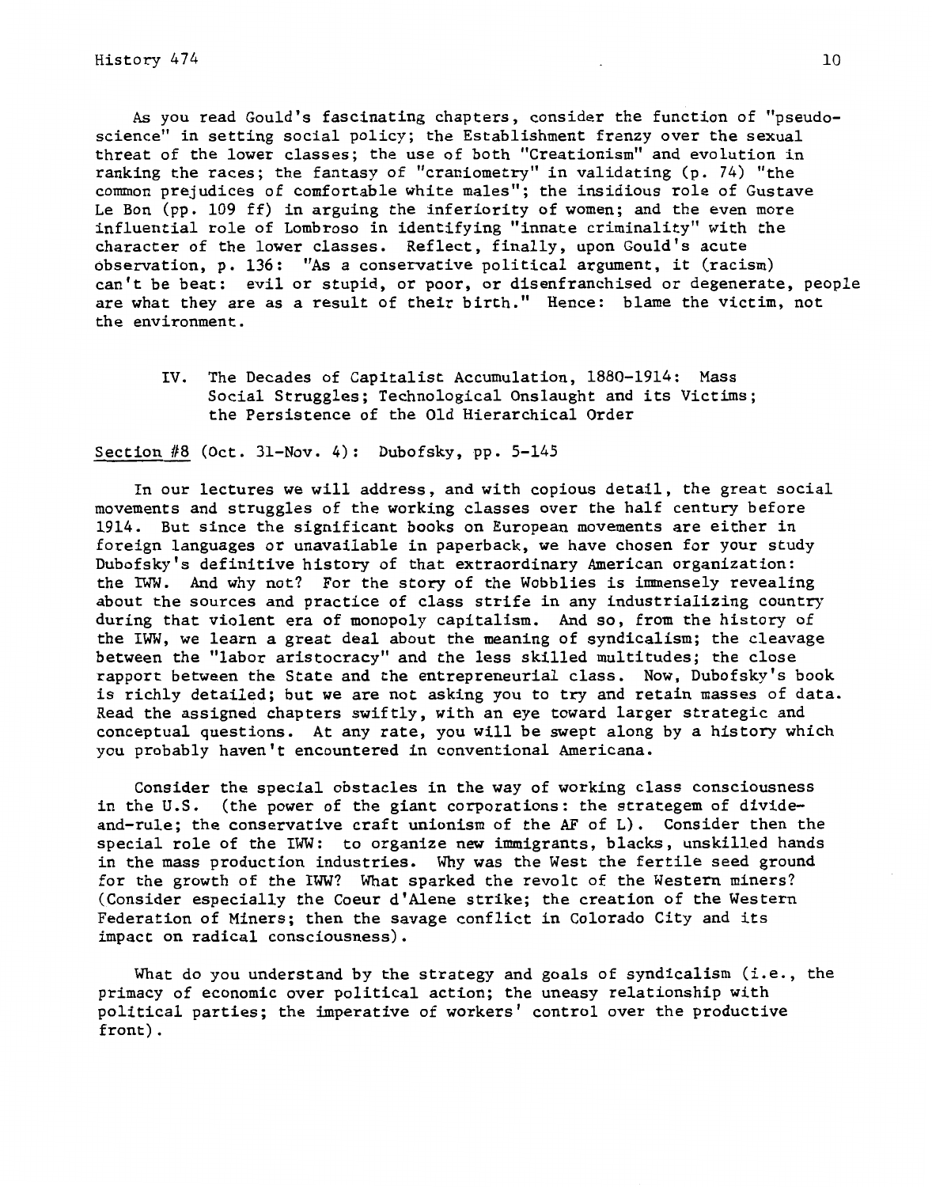As you read Gould's fascinating chapters, consider the function of "pseudo-science" in setting social policy; the Establishment frenzy over the sexual threat of the lower classes; the use of both "Creationism" and evolution in ranking the races; the fantasy of "craniometry" in validating (p. 74) "the common prejudices of comfortable white males"; the insidious role of Gustave Le Bon (pp. 109 ff) in arguing the inferiority of women; and the even more influential role of Lombroso in identifying "innate criminality" with the character of the lower classes. Reflect, finally, upon Gould's acute observation, p. 136: "As a conservative political argument, it (racism) can't be beat: evil or stupid, or poor, or disenfranchised or degenerate, people are what they are as a result of their birth." Hence: blame the victim, not the environment.

## IV. The Decades of Capitalist Accumulation, 1880-1914: Mass Social Struggles; Technological Onslaught and its Victims; the Persistence of the Old Hierarchical Order

Section #8 (Oct. 31-Nov. 4): Dubofsky, pp. 5-145

In our lectures we will address, and with copious detail, the great social movements and struggles of the working classes over the half century before 1914. But since the significant books on European movements are either in foreign languages or unavailable in paperback, we have chosen for your study Dubofsky's definitive history of that extraordinary American organization: the IWW. And why not? For the story of the Wobblies is immensely revealing about the sources and practice of class strife in any industrializing country during that violent era of monopoly capitalism. And so, from the history of the IWW, we learn a great deal about the meaning of syndicalism; the cleavage between the "labor aristocracy" and the less skilled multitudes; the close rapport between the State and the entrepreneurial class. Now, Dubofsky's book is richly detailed; but we are not asking you to try and retain masses of data. Read the assigned chapters swiftly, with an eye toward larger strategic and conceptual questions. At any rate, you will be swept along by a history which you probably haven't encountered in conventional Americana.

Consider the special obstacles in the way of working class consciousness in the U.S. (the power of the giant corporations: the strategem of divide-and-rule; the conservative craft unionism of the AF of L). Consider then the special role of the IWW: to organize new immigrants, blacks, unskilled hands in the mass production industries. Why was the West the fertile seed ground for the growth of the IWW? What sparked the revolt of the Western miners? (Consider especially the Coeur d'Alene strike; the creation of the Western Federation of Miners; then the savage conflict in Colorado City and its impact on radical consciousness).

What do you understand by the strategy and goals of syndicalism (i.e., the primacy of economic over political action; the uneasy relationship with political parties; the imperative of workers' control over the productive front).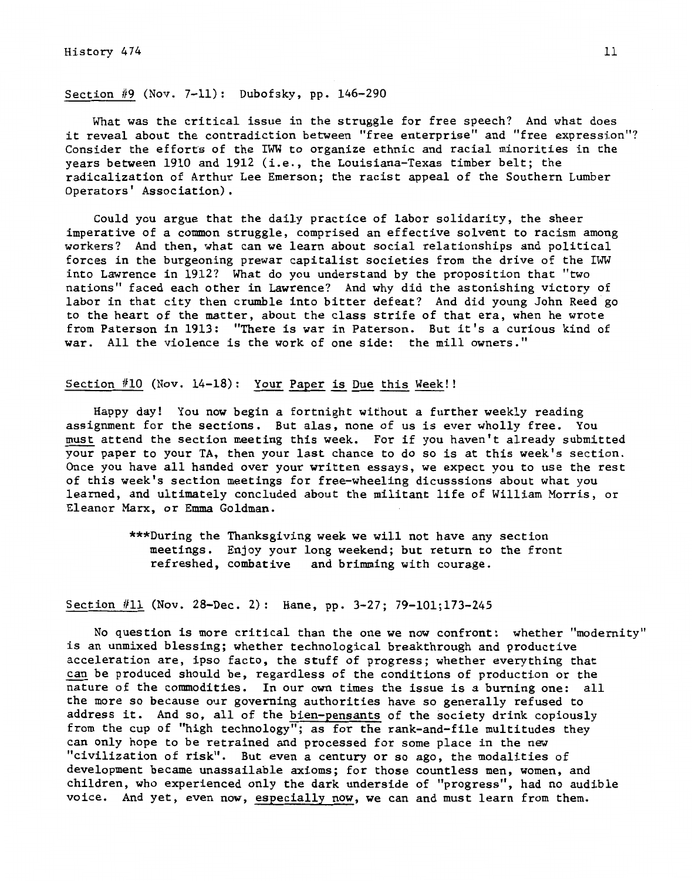Section #9 (Nov. 7-11): Dubofsky, pp. 146-290

What was the critical issue in the struggle for free speech? And what does it reveal about the contradiction between "free enterprise" and "free expression"? Consider the efforts of the IWW to organize ethnic and racial minorities in the years between 1910 and 1912 (i.e., the Louisiana-Texas timber belt; the radicalization of Arthur Lee Emerson; the racist appeal of the Southern Lumber Operators' Association).

Could you argue that the daily practice of labor solidarity, the sheer imperative of a common struggle, comprised an effective solvent to racism among workers? And then, what can we learn about social relationships and political forces in the burgeoning prewar capitalist societies from the drive of the IWW into Lawrence in 1912? What do you understand by the proposition that "two nations" faced each other in Lawrence? And why did the astonishing victory of labor in that city then crumble into bitter defeat? And did young John Reed go to the heart of the matter, about the class strife of that era, when he wrote from Paterson in 1913: "There is war in Paterson. But it's a curious kind of war. All the violence is the work of one side: the mill owners."

Section #10 (Nov. 14-18): Your Paper is Due this Week!!

Happy day! You now begin a fortnight without a further weekly reading assignment for the sections. But alas, none of us is ever wholly free. You must attend the section meeting this week. For if you haven't already submitted your paper to your TA, then your last chance to do so is at this week's section. Once you have all handed over your written essays, we expect you to use the rest of this week's section meetings for free-wheeling dicusssions about what you learned, and ultimately concluded about the militant life of William Morris, or Eleanor Marx, or Emma Goldman.

> ***During the Thanksgiving week we will not have any section meetings. Enjoy your long weekend; but return to the front refreshed, combative and brimming with courage.

Section #11 (Nov. 28-Dec. 2): Hane, pp. 3-27; 79-101;173-245

No question is more critical than the one we now confront: whether "modernity" is an unmixed blessing; whether technological breakthrough and productive acceleration are, ipso facto, the stuff of progress; whether everything that can be produced should be, regardless of the conditions of production or the nature of the commodities. In our own times the issue is a burning one: all the more so because our governing authorities have so generally refused to address it. And so, all of the bien-pensants of the society drink copiously from the cup of "high technology"; as for the rank-and-file multitudes they can only hope to be retrained and processed for some place in the new "civilization of risk". But even a century or so ago, the modalities of development became unassailable axioms; for those countless men, women, and children, who experienced only the dark underside of "progress", had no audible voice. And yet, even now, especially now, we can and must learn from them.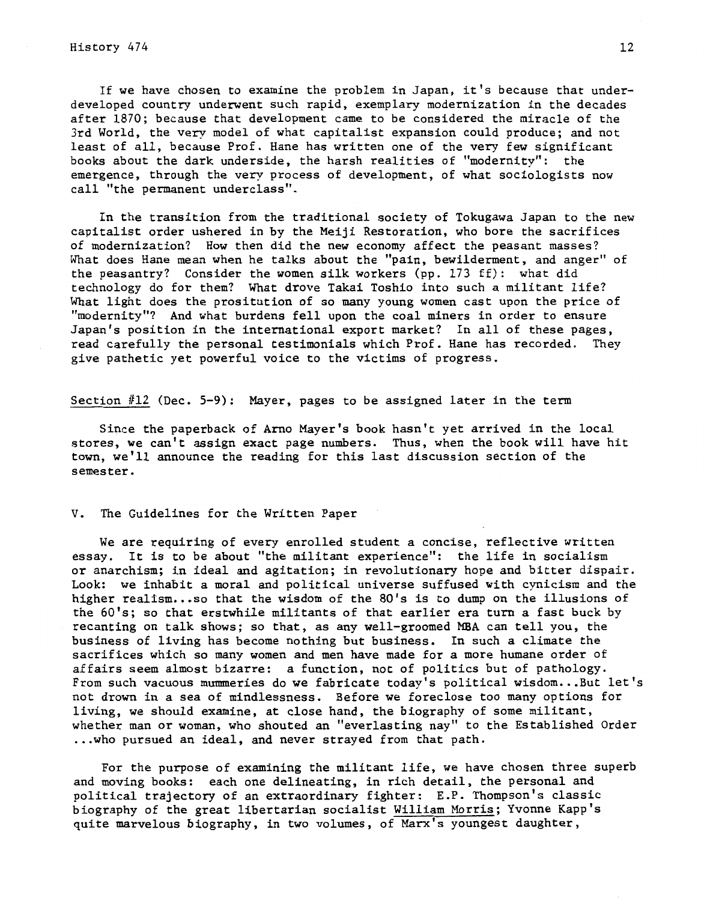If we have chosen to examine the problem in Japan, it's because that underdeveloped country underwent such rapid, exemplary modernization in the decades after 1870; because that development came to be considered the miracle of the 3rd World, the very model of what capitalist expansion could produce; and not least of all, because Prof. Hane has written one of the very few significant books about the dark underside, the harsh realities of "modernity": the emergence, through the very process of development, of what sociologists now call "the permanent underclass".

In the transition from the traditional society of Tokugawa Japan to the new capitalist order ushered in by the Meiji Restoration, who bore the sacrifices of modernization? How then did the new economy affect the peasant masses? What does Hane mean when he talks about the "pain, bewilderment, and anger" of the peasantry? Consider the women silk workers (pp. 173 ff): what did technology do for them? What drove Takai Toshio into such a militant life? What light does the prositution of so many young women cast upon the price of "modernity"? And what burdens fell upon the coal miners in order to ensure Japan's position in the international export market? In all of these pages, read carefully the personal testimonials which Prof. Hane has recorded. They give pathetic yet powerful voice to the victims of progress.

Section #12 (Dec. 5-9): Mayer, pages to be assigned later in the term

Since the paperback of Arno Mayer's book hasn't yet arrived in the local stores, we can't assign exact page numbers. Thus, when the book will have hit town, we'll announce the reading for this last discussion section of the semester.

## V. The Guidelines for the Written Paper

We are requiring of every enrolled student a concise, reflective written essay. It is to be about "the militant experience": the life in socialism or anarchism; in ideal and agitation; in revolutionary hope and bitter dispair. Look: we inhabit a moral and political universe suffused with cynicism and the higher realism...so that the wisdom of the 80's is to dump on the illusions of the 60's; so that erstwhile militants of that earlier era turn a fast buck by recanting on talk shows; so that, as any well-groomed MBA can tell you, the business of living has become nothing but business. In such a climate the sacrifices which so many women and men have made for a more humane order of affairs seem almost bizarre: a function, not of politics but of pathology. From such vacuous mummeries do we fabricate today's political wisdom...But let's not drown in a sea of mindlessness. Before we foreclose too many options for living, we should examine, at close hand, the biography of some militant, whether man or woman, who shouted an "everlasting nay" to the Established Order ...who pursued an ideal, and never strayed from that path.

For the purpose of examining the militant life, we have chosen three superb and moving books: each one delineating, in rich detail, the personal and political trajectory of an extraordinary fighter: E.P. Thompson's classic biography of the great libertarian socialist William Morris; Yvonne Kapp's quite marvelous biography, in two volumes, of Marx's youngest daughter,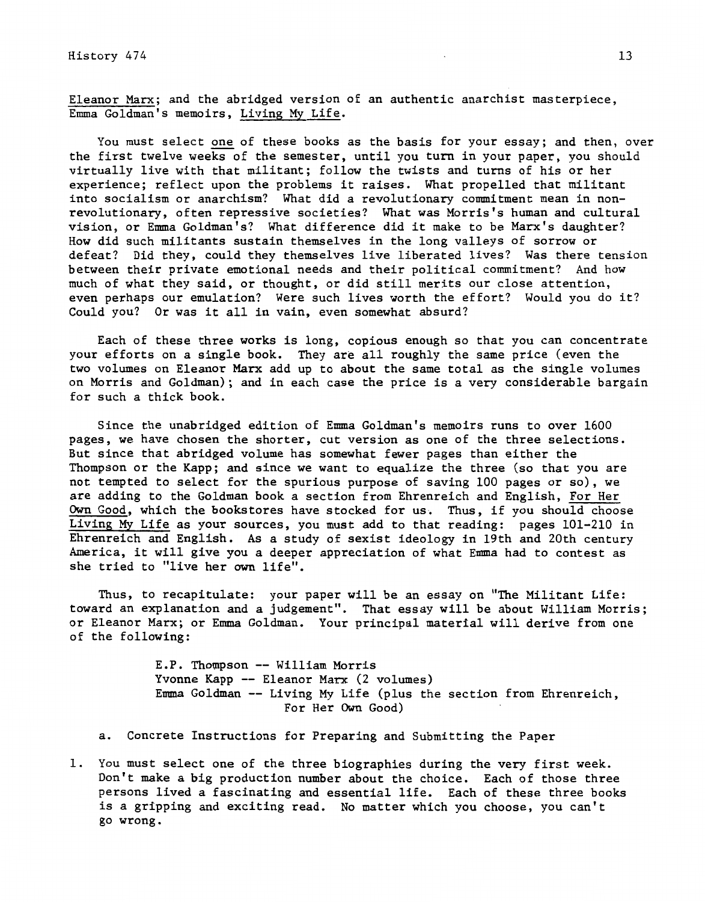Eleanor Marx; and the abridged version of an authentic anarchist masterpiece, Emma Goldman's memoirs, Living My Life.

You must select one of these books as the basis for your essay; and then, over the first twelve weeks of the semester, until you turn in your paper, you should virtually live with that militant; follow the twists and turns of his or her experience; reflect upon the problems it raises. What propelled that militant into socialism or anarchism? What did a revolutionary commitment mean in non-revolutionary, often repressive societies? What was Morris's human and cultural vision, or Emma Goldman's? What difference did it make to be Marx's daughter? How did such militants sustain themselves in the long valleys of sorrow or defeat? Did they, could they themselves live liberated lives? Was there tension between their private emotional needs and their political commitment? And how much of what they said, or thought, or did still merits our close attention, even perhaps our emulation? Were such lives worth the effort? Would you do it? Could you? Or was it all in vain, even somewhat absurd?

Each of these three works is long, copious enough so that you can concentrate your efforts on a single book. They are all roughly the same price (even the two volumes on Eleanor Marx add up to about the same total as the single volumes on Morris and Goldman); and in each case the price is a very considerable bargain for such a thick book.

Since the unabridged edition of Emma Goldman's memoirs runs to over 1600 pages, we have chosen the shorter, cut version as one of the three selections. But since that abridged volume has somewhat fewer pages than either the Thompson or the Kapp; and since we want to equalize the three (so that you are not tempted to select for the spurious purpose of saving 100 pages or so), we are adding to the Goldman book a section from Ehrenreich and English, For Her Own Good, which the bookstores have stocked for us. Thus, if you should choose Living My Life as your sources, you must add to that reading: pages 101-210 in Ehrenreich and English. As a study of sexist ideology in 19th and 20th century America, it will give you a deeper appreciation of what Emma had to contest as she tried to "live her own life".

Thus, to recapitulate: your paper will be an essay on "The Militant Life: toward an explanation and a judgement". That essay will be about William Morris; or Eleanor Marx; or Emma Goldman. Your principal material will derive from one of the following:

E.P. Thompson -- William Morris
Yvonne Kapp -- Eleanor Marx (2 volumes)
Emma Goldman -- Living My Life (plus the section from Ehrenreich, For Her Own Good)

a. Concrete Instructions for Preparing and Submitting the Paper

1. You must select one of the three biographies during the very first week. Don't make a big production number about the choice. Each of those three persons lived a fascinating and essential life. Each of these three books is a gripping and exciting read. No matter which you choose, you can't go wrong.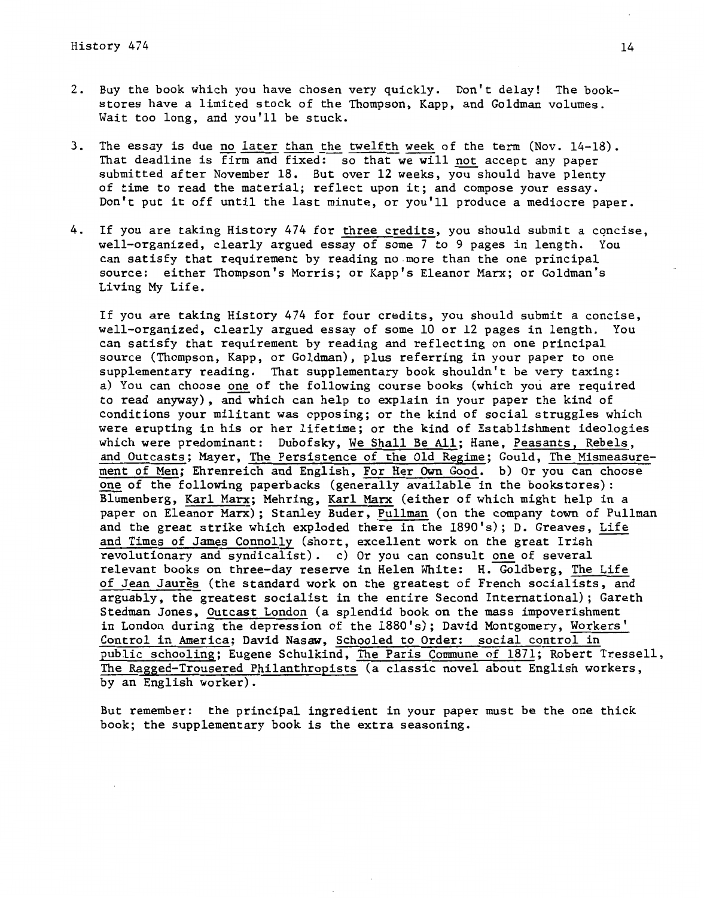2. Buy the book which you have chosen very quickly. Don't delay! The bookstores have a limited stock of the Thompson, Kapp, and Goldman volumes. Wait too long, and you'll be stuck.

3. The essay is due no later than the twelfth week of the term (Nov. 14-18). That deadline is firm and fixed: so that we will not accept any paper submitted after November 18. But over 12 weeks, you should have plenty of time to read the material; reflect upon it; and compose your essay. Don't put it off until the last minute, or you'll produce a mediocre paper.

4. If you are taking History 474 for three credits, you should submit a concise, well-organized, clearly argued essay of some 7 to 9 pages in length. You can satisfy that requirement by reading no more than the one principal source: either Thompson's Morris; or Kapp's Eleanor Marx; or Goldman's Living My Life.

   If you are taking History 474 for four credits, you should submit a concise, well-organized, clearly argued essay of some 10 or 12 pages in length. You can satisfy that requirement by reading and reflecting on one principal source (Thompson, Kapp, or Goldman), plus referring in your paper to one supplementary reading. That supplementary book shouldn't be very taxing: a) You can choose one of the following course books (which you are required to read anyway), and which can help to explain in your paper the kind of conditions your militant was opposing; or the kind of social struggles which were erupting in his or her lifetime; or the kind of Establishment ideologies which were predominant: Dubofsky, We Shall Be All; Hane, Peasants, Rebels, and Outcasts; Mayer, The Persistence of the Old Regime; Gould, The Mismeasurement of Men; Ehrenreich and English, For Her Own Good. b) Or you can choose one of the following paperbacks (generally available in the bookstores): Blumenberg, Karl Marx; Mehring, Karl Marx (either of which might help in a paper on Eleanor Marx); Stanley Buder, Pullman (on the company town of Pullman and the great strike which exploded there in the 1890's); D. Greaves, Life and Times of James Connolly (short, excellent work on the great Irish revolutionary and syndicalist). c) Or you can consult one of several relevant books on three-day reserve in Helen White: H. Goldberg, The Life of Jean Jaurès (the standard work on the greatest of French socialists, and arguably, the greatest socialist in the entire Second International); Gareth Stedman Jones, Outcast London (a splendid book on the mass impoverishment in London during the depression of the 1880's); David Montgomery, Workers' Control in America; David Nasaw, Schooled to Order: social control in public schooling; Eugene Schulkind, The Paris Commune of 1871; Robert Tressell, The Ragged-Trousered Philanthropists (a classic novel about English workers, by an English worker).

   But remember: the principal ingredient in your paper must be the one thick book; the supplementary book is the extra seasoning.